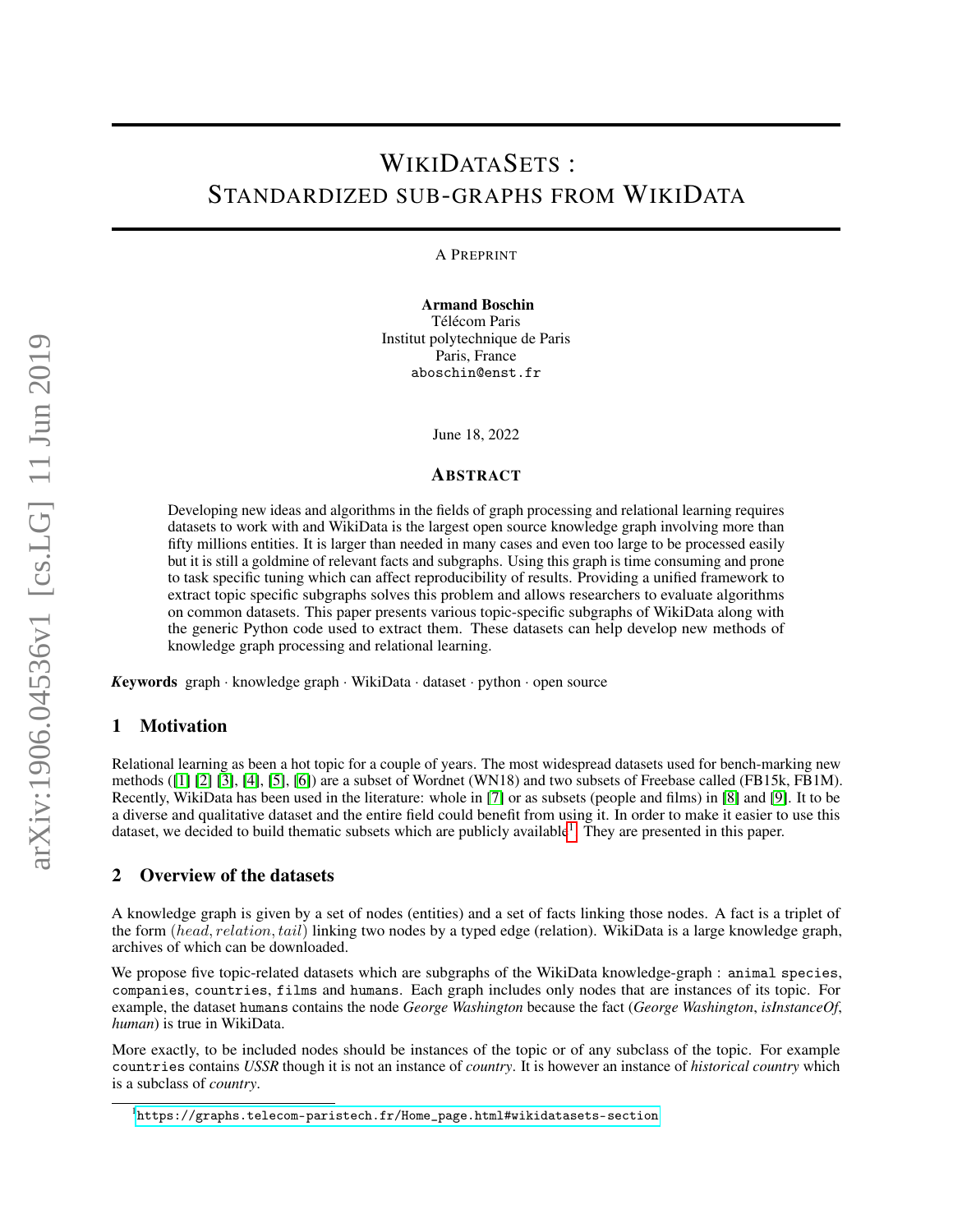# WikiDataSets : Standardized sub-graphs from WikiData

A Preprint

**Armand Boschin**
Télécom Paris
Institut polytechnique de Paris
Paris, France
`aboschin@enst.fr`

June 18, 2022

## Abstract

Developing new ideas and algorithms in the fields of graph processing and relational learning requires datasets to work with and WikiData is the largest open source knowledge graph involving more than fifty millions entities. It is larger than needed in many cases and even too large to be processed easily but it is still a goldmine of relevant facts and subgraphs. Using this graph is time consuming and prone to task specific tuning which can affect reproducibility of results. Providing a unified framework to extract topic specific subgraphs solves this problem and allows researchers to evaluate algorithms on common datasets. This paper presents various topic-specific subgraphs of WikiData along with the generic Python code used to extract them. These datasets can help develop new methods of knowledge graph processing and relational learning.

***Keywords*** graph · knowledge graph · WikiData · dataset · python · open source

## 1 Motivation

Relational learning as been a hot topic for a couple of years. The most widespread datasets used for bench-marking new methods ([1] [2] [3], [4], [5], [6]) are a subset of Wordnet (WN18) and two subsets of Freebase called (FB15k, FB1M). Recently, WikiData has been used in the literature: whole in [7] or as subsets (people and films) in [8] and [9]. It to be a diverse and qualitative dataset and the entire field could benefit from using it. In order to make it easier to use this dataset, we decided to build thematic subsets which are publicly available[1]. They are presented in this paper.

## 2 Overview of the datasets

A knowledge graph is given by a set of nodes (entities) and a set of facts linking those nodes. A fact is a triplet of the form $(head, relation, tail)$ linking two nodes by a typed edge (relation). WikiData is a large knowledge graph, archives of which can be downloaded.

We propose five topic-related datasets which are subgraphs of the WikiData knowledge-graph : `animal species`, `companies`, `countries`, `films` and `humans`. Each graph includes only nodes that are instances of its topic. For example, the dataset `humans` contains the node *George Washington* because the fact (*George Washington*, *isInstanceOf*, *human*) is true in WikiData.

More exactly, to be included nodes should be instances of the topic or of any subclass of the topic. For example `countries` contains *USSR* though it is not an instance of *country*. It is however an instance of *historical country* which is a subclass of *country*.

[1] `https://graphs.telecom-paristech.fr/Home_page.html#wikidatasets-section`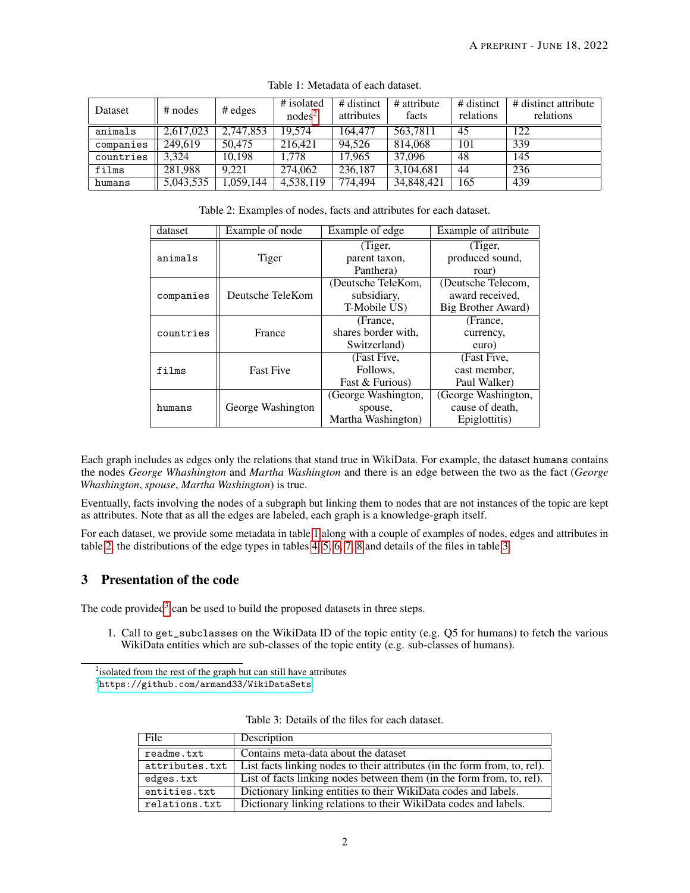Table 1: Metadata of each dataset.

| Dataset | # nodes | # edges | # isolated nodes[2] | # distinct attributes | # attribute facts | # distinct relations | # distinct attribute relations |
|---|---|---|---|---|---|---|---|
| `animals` | 2,617,023 | 2,747,853 | 19,574 | 164,477 | 563,7811 | 45 | 122 |
| `companies` | 249,619 | 50,475 | 216,421 | 94,526 | 814,068 | 101 | 339 |
| `countries` | 3,324 | 10,198 | 1,778 | 17,965 | 37,096 | 48 | 145 |
| `films` | 281,988 | 9,221 | 274,062 | 236,187 | 3,104,681 | 44 | 236 |
| `humans` | 5,043,535 | 1,059,144 | 4,538,119 | 774,494 | 34,848,421 | 165 | 439 |

Table 2: Examples of nodes, facts and attributes for each dataset.

| dataset | Example of node | Example of edge | Example of attribute |
|---|---|---|---|
| `animals` | Tiger | (Tiger, parent taxon, Panthera) | (Tiger, produced sound, roar) |
| `companies` | Deutsche TeleKom | (Deutsche TeleKom, subsidiary, T-Mobile US) | (Deutsche Telecom, award received, Big Brother Award) |
| `countries` | France | (France, shares border with, Switzerland) | (France, currency, euro) |
| `films` | Fast Five | (Fast Five, Follows, Fast & Furious) | (Fast Five, cast member, Paul Walker) |
| `humans` | George Washington | (George Washington, spouse, Martha Washington) | (George Washington, cause of death, Epiglottitis) |

Each graph includes as edges only the relations that stand true in WikiData. For example, the dataset `humans` contains the nodes *George Whashington* and *Martha Washington* and there is an edge between the two as the fact (*George Whashington*, *spouse*, *Martha Washington*) is true.

Eventually, facts involving the nodes of a subgraph but linking them to nodes that are not instances of the topic are kept as attributes. Note that as all the edges are labeled, each graph is a knowledge-graph itself.

For each dataset, we provide some metadata in table 1 along with a couple of examples of nodes, edges and attributes in table 2, the distributions of the edge types in tables 4, 5, 6, 7, 8 and details of the files in table 3.

## 3 Presentation of the code

The code provided[3] can be used to build the proposed datasets in three steps.

1. Call to `get_subclasses` on the WikiData ID of the topic entity (e.g. Q5 for humans) to fetch the various WikiData entities which are sub-classes of the topic entity (e.g. sub-classes of humans).

[2] isolated from the rest of the graph but can still have attributes

[3] `https://github.com/armand33/WikiDataSets`

Table 3: Details of the files for each dataset.

| File | Description |
|---|---|
| `readme.txt` | Contains meta-data about the dataset |
| `attributes.txt` | List facts linking nodes to their attributes (in the form from, to, rel). |
| `edges.txt` | List of facts linking nodes between them (in the form from, to, rel). |
| `entities.txt` | Dictionary linking entities to their WikiData codes and labels. |
| `relations.txt` | Dictionary linking relations to their WikiData codes and labels. |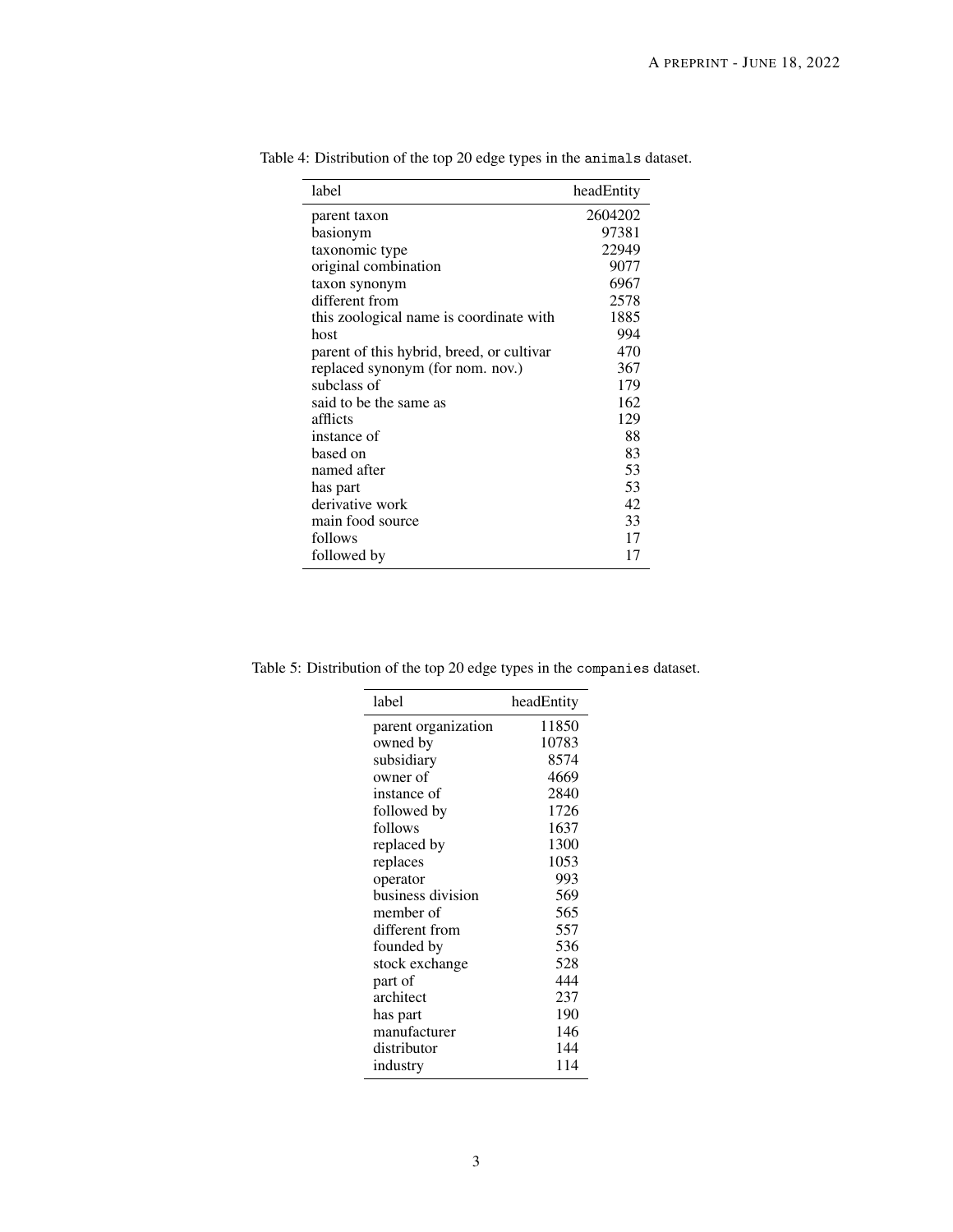Table 4: Distribution of the top 20 edge types in the `animals` dataset.

| label | headEntity |
|---|---:|
| parent taxon | 2604202 |
| basionym | 97381 |
| taxonomic type | 22949 |
| original combination | 9077 |
| taxon synonym | 6967 |
| different from | 2578 |
| this zoological name is coordinate with | 1885 |
| host | 994 |
| parent of this hybrid, breed, or cultivar | 470 |
| replaced synonym (for nom. nov.) | 367 |
| subclass of | 179 |
| said to be the same as | 162 |
| afflicts | 129 |
| instance of | 88 |
| based on | 83 |
| named after | 53 |
| has part | 53 |
| derivative work | 42 |
| main food source | 33 |
| follows | 17 |
| followed by | 17 |

Table 5: Distribution of the top 20 edge types in the `companies` dataset.

| label | headEntity |
|---|---:|
| parent organization | 11850 |
| owned by | 10783 |
| subsidiary | 8574 |
| owner of | 4669 |
| instance of | 2840 |
| followed by | 1726 |
| follows | 1637 |
| replaced by | 1300 |
| replaces | 1053 |
| operator | 993 |
| business division | 569 |
| member of | 565 |
| different from | 557 |
| founded by | 536 |
| stock exchange | 528 |
| part of | 444 |
| architect | 237 |
| has part | 190 |
| manufacturer | 146 |
| distributor | 144 |
| industry | 114 |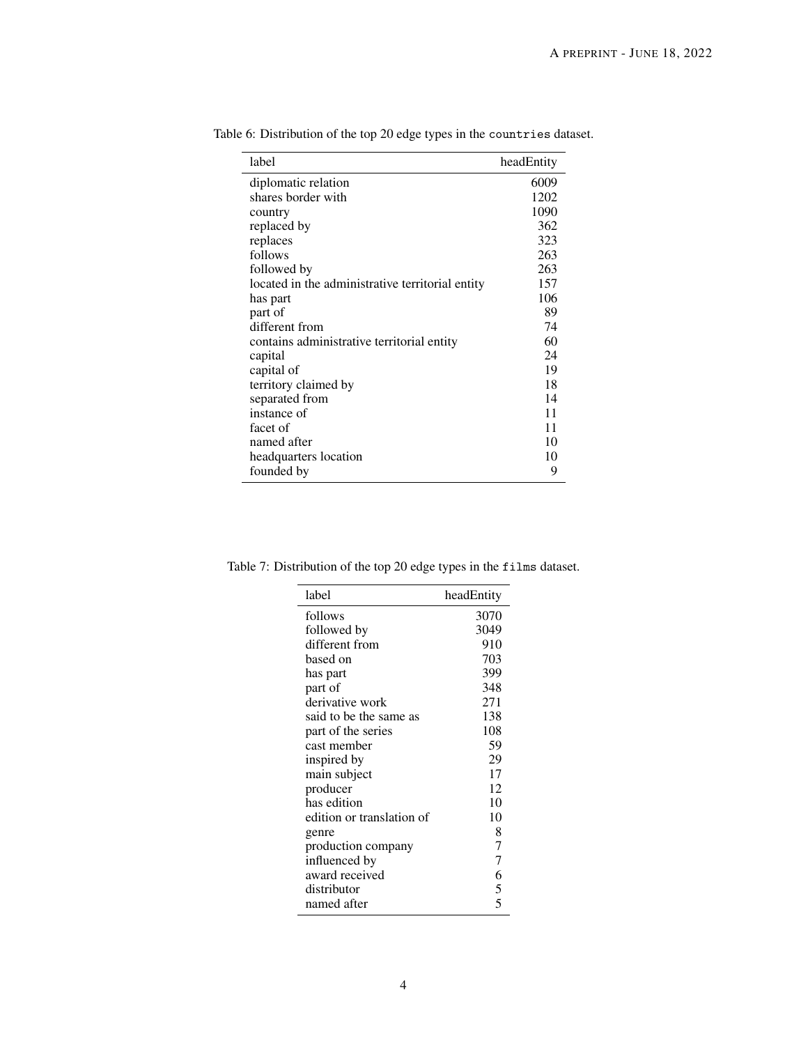Table 6: Distribution of the top 20 edge types in the `countries` dataset.

| label | headEntity |
| --- | ---: |
| diplomatic relation | 6009 |
| shares border with | 1202 |
| country | 1090 |
| replaced by | 362 |
| replaces | 323 |
| follows | 263 |
| followed by | 263 |
| located in the administrative territorial entity | 157 |
| has part | 106 |
| part of | 89 |
| different from | 74 |
| contains administrative territorial entity | 60 |
| capital | 24 |
| capital of | 19 |
| territory claimed by | 18 |
| separated from | 14 |
| instance of | 11 |
| facet of | 11 |
| named after | 10 |
| headquarters location | 10 |
| founded by | 9 |

Table 7: Distribution of the top 20 edge types in the `films` dataset.

| label | headEntity |
| --- | ---: |
| follows | 3070 |
| followed by | 3049 |
| different from | 910 |
| based on | 703 |
| has part | 399 |
| part of | 348 |
| derivative work | 271 |
| said to be the same as | 138 |
| part of the series | 108 |
| cast member | 59 |
| inspired by | 29 |
| main subject | 17 |
| producer | 12 |
| has edition | 10 |
| edition or translation of | 10 |
| genre | 8 |
| production company | 7 |
| influenced by | 7 |
| award received | 6 |
| distributor | 5 |
| named after | 5 |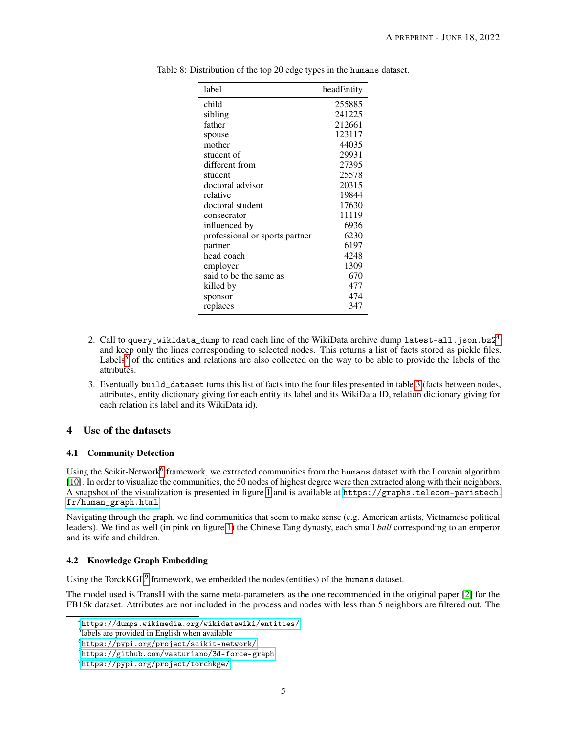Table 8: Distribution of the top 20 edge types in the `humans` dataset.

| label | headEntity |
|---|---|
| child | 255885 |
| sibling | 241225 |
| father | 212661 |
| spouse | 123117 |
| mother | 44035 |
| student of | 29931 |
| different from | 27395 |
| student | 25578 |
| doctoral advisor | 20315 |
| relative | 19844 |
| doctoral student | 17630 |
| consecrator | 11119 |
| influenced by | 6936 |
| professional or sports partner | 6230 |
| partner | 6197 |
| head coach | 4248 |
| employer | 1309 |
| said to be the same as | 670 |
| killed by | 477 |
| sponsor | 474 |
| replaces | 347 |

2. Call to `query_wikidata_dump` to read each line of the WikiData archive dump `latest-all.json.bz2`[4] and keep only the lines corresponding to selected nodes. This returns a list of facts stored as pickle files. Labels[5] of the entities and relations are also collected on the way to be able to provide the labels of the attributes.
3. Eventually `build_dataset` turns this list of facts into the four files presented in table 3 (facts between nodes, attributes, entity dictionary giving for each entity its label and its WikiData ID, relation dictionary giving for each relation its label and its WikiData id).

## 4 Use of the datasets

### 4.1 Community Detection

Using the Scikit-Network[6] framework, we extracted communities from the `humans` dataset with the Louvain algorithm [10]. In order to visualize the communities, the 50 nodes of highest degree were then extracted along with their neighbors. A snapshot of the visualization is presented in figure 1 and is available at `https://graphs.telecom-paristech.fr/human_graph.html`.

Navigating through the graph, we find communities that seem to make sense (e.g. American artists, Vietnamese political leaders). We find as well (in pink on figure 1) the Chinese Tang dynasty, each small *ball* corresponding to an emperor and its wife and children.

### 4.2 Knowledge Graph Embedding

Using the TorckKGE[9] framework, we embedded the nodes (entities) of the `humans` dataset.

The model used is TransH with the same meta-parameters as the one recommended in the original paper [2] for the FB15k dataset. Attributes are not included in the process and nodes with less than 5 neighbors are filtered out. The

[4] `https://dumps.wikimedia.org/wikidatawiki/entities/`
[5] labels are provided in English when available
[6] `https://pypi.org/project/scikit-network/`
[8] `https://github.com/vasturiano/3d-force-graph`
[9] `https://pypi.org/project/torchkge/`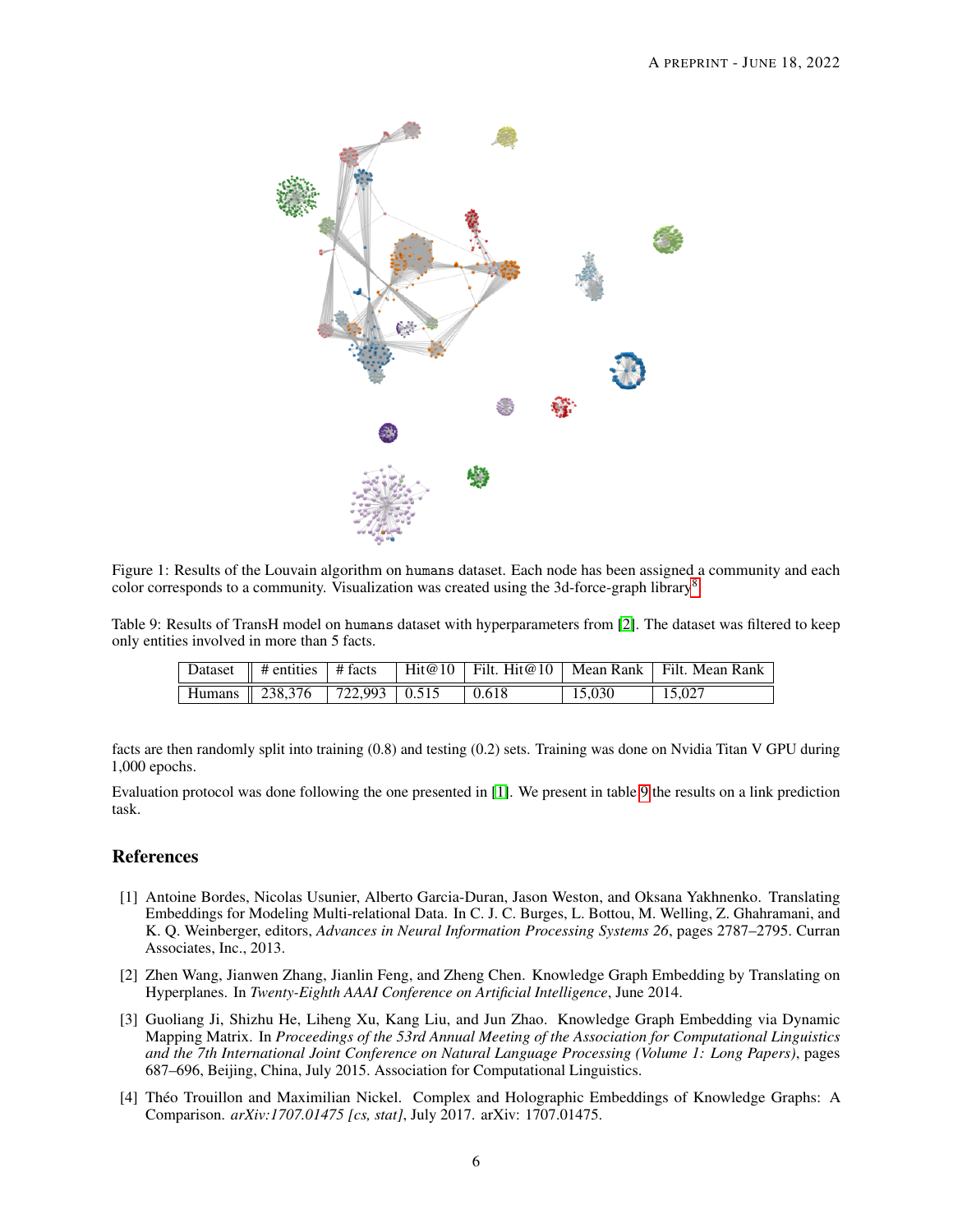Figure 1: Results of the Louvain algorithm on humans dataset. Each node has been assigned a community and each color corresponds to a community. Visualization was created using the 3d-force-graph library[8].

Table 9: Results of TransH model on humans dataset with hyperparameters from [2]. The dataset was filtered to keep only entities involved in more than 5 facts.

| Dataset | # entities | # facts | Hit@10 | Filt. Hit@10 | Mean Rank | Filt. Mean Rank |
|---|---|---|---|---|---|---|
| Humans | 238,376 | 722,993 | 0.515 | 0.618 | 15,030 | 15,027 |

facts are then randomly split into training (0.8) and testing (0.2) sets. Training was done on Nvidia Titan V GPU during 1,000 epochs.

Evaluation protocol was done following the one presented in [1]. We present in table 9 the results on a link prediction task.

## References

[1] Antoine Bordes, Nicolas Usunier, Alberto Garcia-Duran, Jason Weston, and Oksana Yakhnenko. Translating Embeddings for Modeling Multi-relational Data. In C. J. C. Burges, L. Bottou, M. Welling, Z. Ghahramani, and K. Q. Weinberger, editors, *Advances in Neural Information Processing Systems 26*, pages 2787–2795. Curran Associates, Inc., 2013.

[2] Zhen Wang, Jianwen Zhang, Jianlin Feng, and Zheng Chen. Knowledge Graph Embedding by Translating on Hyperplanes. In *Twenty-Eighth AAAI Conference on Artificial Intelligence*, June 2014.

[3] Guoliang Ji, Shizhu He, Liheng Xu, Kang Liu, and Jun Zhao. Knowledge Graph Embedding via Dynamic Mapping Matrix. In *Proceedings of the 53rd Annual Meeting of the Association for Computational Linguistics and the 7th International Joint Conference on Natural Language Processing (Volume 1: Long Papers)*, pages 687–696, Beijing, China, July 2015. Association for Computational Linguistics.

[4] Théo Trouillon and Maximilian Nickel. Complex and Holographic Embeddings of Knowledge Graphs: A Comparison. *arXiv:1707.01475 [cs, stat]*, July 2017. arXiv: 1707.01475.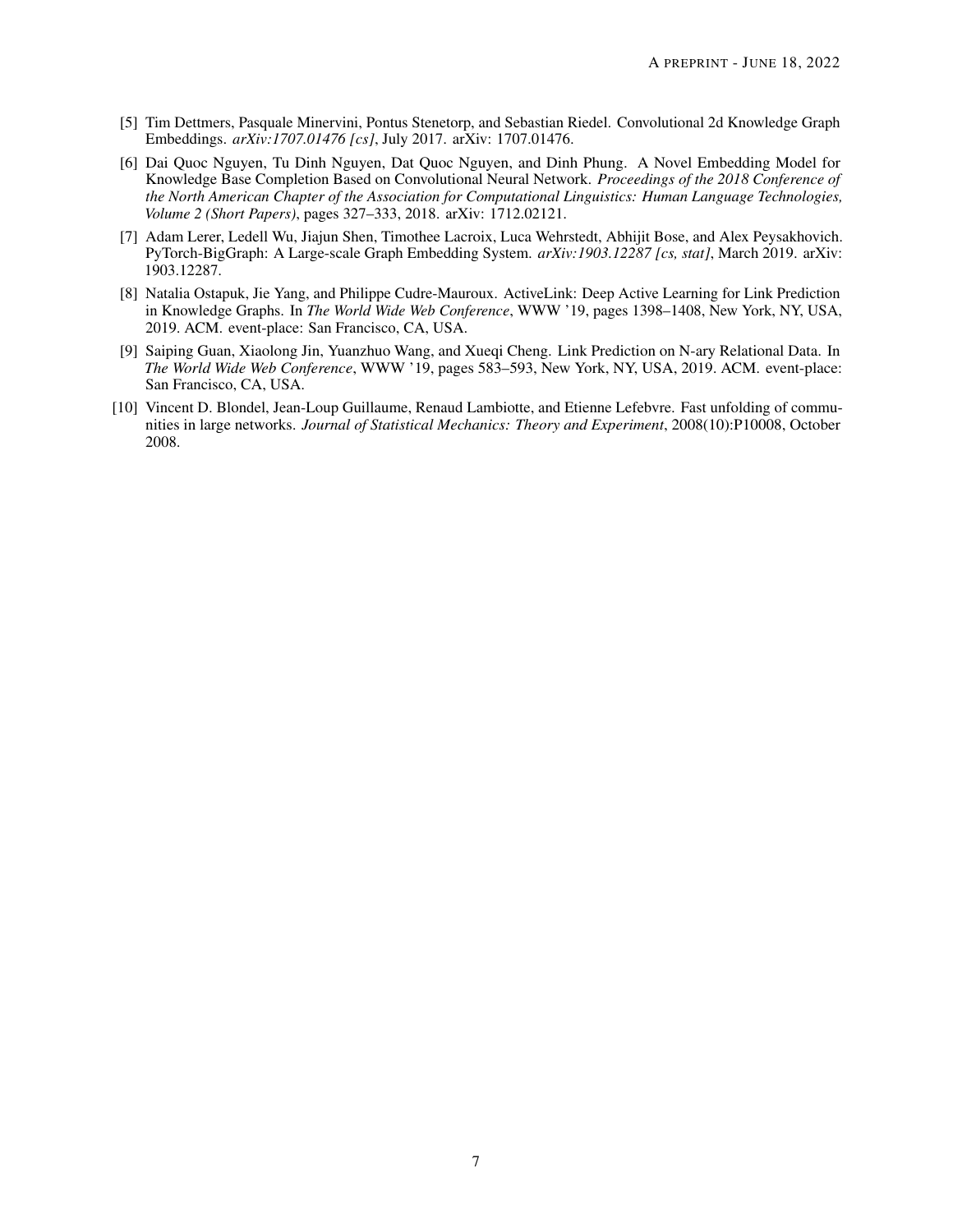[5] Tim Dettmers, Pasquale Minervini, Pontus Stenetorp, and Sebastian Riedel. Convolutional 2d Knowledge Graph Embeddings. *arXiv:1707.01476 [cs]*, July 2017. arXiv: 1707.01476.

[6] Dai Quoc Nguyen, Tu Dinh Nguyen, Dat Quoc Nguyen, and Dinh Phung. A Novel Embedding Model for Knowledge Base Completion Based on Convolutional Neural Network. *Proceedings of the 2018 Conference of the North American Chapter of the Association for Computational Linguistics: Human Language Technologies, Volume 2 (Short Papers)*, pages 327–333, 2018. arXiv: 1712.02121.

[7] Adam Lerer, Ledell Wu, Jiajun Shen, Timothee Lacroix, Luca Wehrstedt, Abhijit Bose, and Alex Peysakhovich. PyTorch-BigGraph: A Large-scale Graph Embedding System. *arXiv:1903.12287 [cs, stat]*, March 2019. arXiv: 1903.12287.

[8] Natalia Ostapuk, Jie Yang, and Philippe Cudre-Mauroux. ActiveLink: Deep Active Learning for Link Prediction in Knowledge Graphs. In *The World Wide Web Conference*, WWW '19, pages 1398–1408, New York, NY, USA, 2019. ACM. event-place: San Francisco, CA, USA.

[9] Saiping Guan, Xiaolong Jin, Yuanzhuo Wang, and Xueqi Cheng. Link Prediction on N-ary Relational Data. In *The World Wide Web Conference*, WWW '19, pages 583–593, New York, NY, USA, 2019. ACM. event-place: San Francisco, CA, USA.

[10] Vincent D. Blondel, Jean-Loup Guillaume, Renaud Lambiotte, and Etienne Lefebvre. Fast unfolding of communities in large networks. *Journal of Statistical Mechanics: Theory and Experiment*, 2008(10):P10008, October 2008.